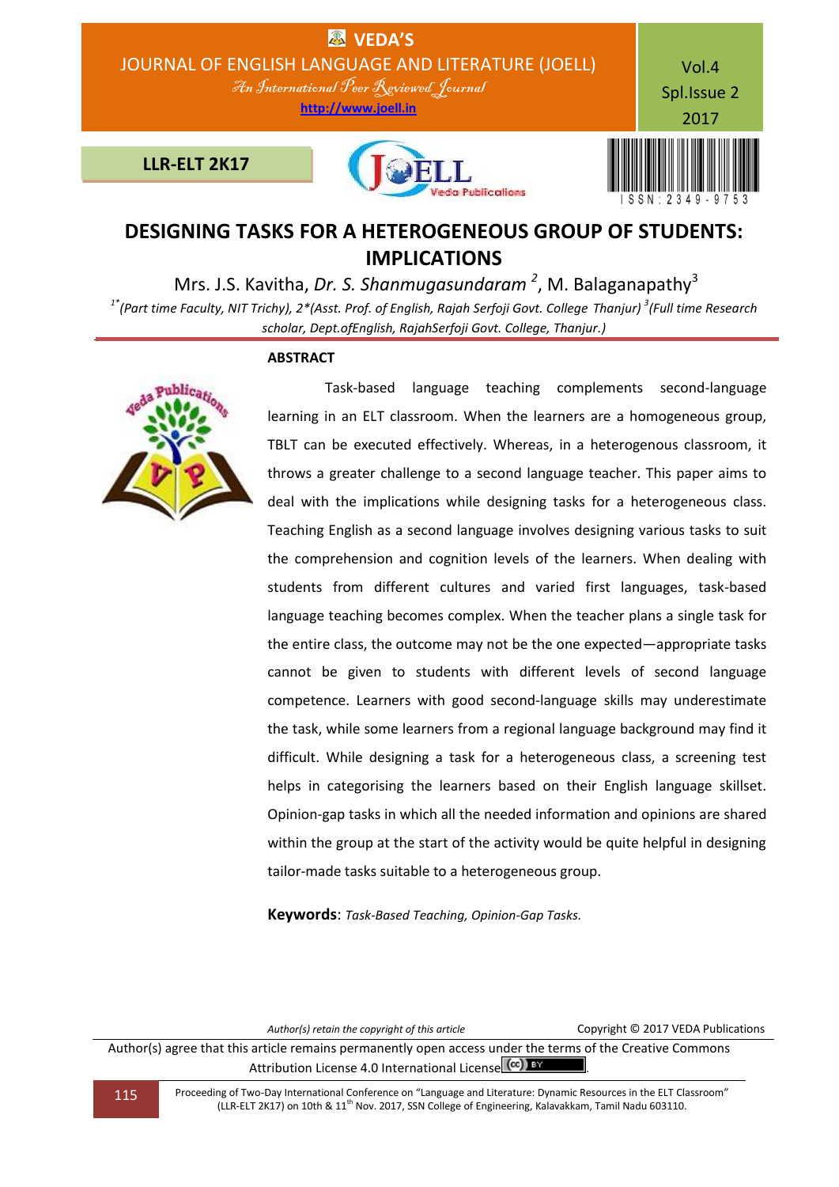# DESIGNING TASKS FOR A HETEROGENEOUS GROUP OF STUDENTS: IMPLICATIONS

Mrs. J.S. Kavitha, *Dr. S. Shanmugasundaram* [2], M. Balaganapathy[3]

[1*](*Part time Faculty, NIT Trichy), 2*(Asst. Prof. of English, Rajah Serfoji Govt. College Thanjur)* [3](*Full time Research scholar, Dept.ofEnglish, RajahSerfoji Govt. College, Thanjur.)*

## ABSTRACT

Task-based language teaching complements second-language learning in an ELT classroom. When the learners are a homogeneous group, TBLT can be executed effectively. Whereas, in a heterogenous classroom, it throws a greater challenge to a second language teacher. This paper aims to deal with the implications while designing tasks for a heterogeneous class. Teaching English as a second language involves designing various tasks to suit the comprehension and cognition levels of the learners. When dealing with students from different cultures and varied first languages, task-based language teaching becomes complex. When the teacher plans a single task for the entire class, the outcome may not be the one expected—appropriate tasks cannot be given to students with different levels of second language competence. Learners with good second-language skills may underestimate the task, while some learners from a regional language background may find it difficult. While designing a task for a heterogeneous class, a screening test helps in categorising the learners based on their English language skillset. Opinion-gap tasks in which all the needed information and opinions are shared within the group at the start of the activity would be quite helpful in designing tailor-made tasks suitable to a heterogeneous group.

**Keywords**: *Task-Based Teaching, Opinion-Gap Tasks.*

*Author(s) retain the copyright of this article* Copyright © 2017 VEDA Publications

Author(s) agree that this article remains permanently open access under the terms of the Creative Commons Attribution License 4.0 International License.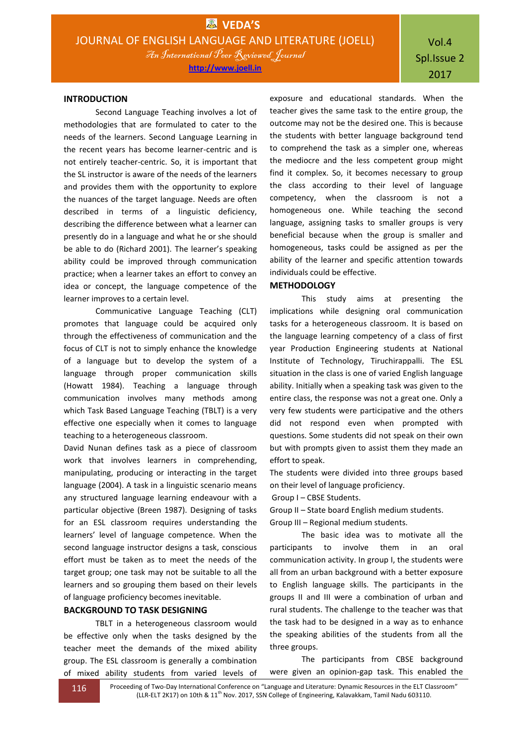## INTRODUCTION

Second Language Teaching involves a lot of methodologies that are formulated to cater to the needs of the learners. Second Language Learning in the recent years has become learner-centric and is not entirely teacher-centric. So, it is important that the SL instructor is aware of the needs of the learners and provides them with the opportunity to explore the nuances of the target language. Needs are often described in terms of a linguistic deficiency, describing the difference between what a learner can presently do in a language and what he or she should be able to do (Richard 2001). The learner's speaking ability could be improved through communication practice; when a learner takes an effort to convey an idea or concept, the language competence of the learner improves to a certain level.

Communicative Language Teaching (CLT) promotes that language could be acquired only through the effectiveness of communication and the focus of CLT is not to simply enhance the knowledge of a language but to develop the system of a language through proper communication skills (Howatt 1984). Teaching a language through communication involves many methods among which Task Based Language Teaching (TBLT) is a very effective one especially when it comes to language teaching to a heterogeneous classroom.

David Nunan defines task as a piece of classroom work that involves learners in comprehending, manipulating, producing or interacting in the target language (2004). A task in a linguistic scenario means any structured language learning endeavour with a particular objective (Breen 1987). Designing of tasks for an ESL classroom requires understanding the learners' level of language competence. When the second language instructor designs a task, conscious effort must be taken as to meet the needs of the target group; one task may not be suitable to all the learners and so grouping them based on their levels of language proficiency becomes inevitable.

## BACKGROUND TO TASK DESIGNING

TBLT in a heterogeneous classroom would be effective only when the tasks designed by the teacher meet the demands of the mixed ability group. The ESL classroom is generally a combination of mixed ability students from varied levels of exposure and educational standards. When the teacher gives the same task to the entire group, the outcome may not be the desired one. This is because the students with better language background tend to comprehend the task as a simpler one, whereas the mediocre and the less competent group might find it complex. So, it becomes necessary to group the class according to their level of language competency, when the classroom is not a homogeneous one. While teaching the second language, assigning tasks to smaller groups is very beneficial because when the group is smaller and homogeneous, tasks could be assigned as per the ability of the learner and specific attention towards individuals could be effective.

## METHODOLOGY

This study aims at presenting the implications while designing oral communication tasks for a heterogeneous classroom. It is based on the language learning competency of a class of first year Production Engineering students at National Institute of Technology, Tiruchirappalli. The ESL situation in the class is one of varied English language ability. Initially when a speaking task was given to the entire class, the response was not a great one. Only a very few students were participative and the others did not respond even when prompted with questions. Some students did not speak on their own but with prompts given to assist them they made an effort to speak.

The students were divided into three groups based on their level of language proficiency.

Group I – CBSE Students.

Group II – State board English medium students.

Group III – Regional medium students.

The basic idea was to motivate all the participants to involve them in an oral communication activity. In group I, the students were all from an urban background with a better exposure to English language skills. The participants in the groups II and III were a combination of urban and rural students. The challenge to the teacher was that the task had to be designed in a way as to enhance the speaking abilities of the students from all the three groups.

The participants from CBSE background were given an opinion-gap task. This enabled the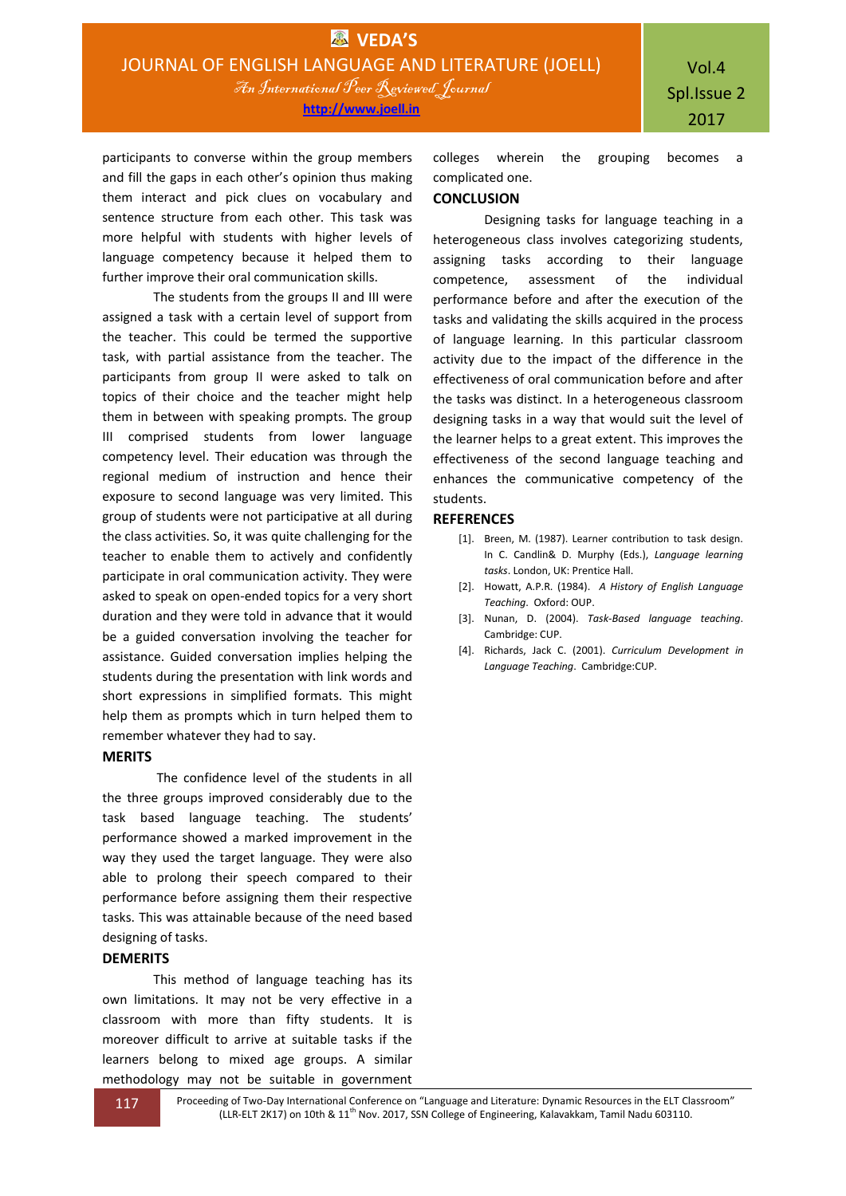participants to converse within the group members and fill the gaps in each other's opinion thus making them interact and pick clues on vocabulary and sentence structure from each other. This task was more helpful with students with higher levels of language competency because it helped them to further improve their oral communication skills.

The students from the groups II and III were assigned a task with a certain level of support from the teacher. This could be termed the supportive task, with partial assistance from the teacher. The participants from group II were asked to talk on topics of their choice and the teacher might help them in between with speaking prompts. The group III comprised students from lower language competency level. Their education was through the regional medium of instruction and hence their exposure to second language was very limited. This group of students were not participative at all during the class activities. So, it was quite challenging for the teacher to enable them to actively and confidently participate in oral communication activity. They were asked to speak on open-ended topics for a very short duration and they were told in advance that it would be a guided conversation involving the teacher for assistance. Guided conversation implies helping the students during the presentation with link words and short expressions in simplified formats. This might help them as prompts which in turn helped them to remember whatever they had to say.

## MERITS

The confidence level of the students in all the three groups improved considerably due to the task based language teaching. The students' performance showed a marked improvement in the way they used the target language. They were also able to prolong their speech compared to their performance before assigning them their respective tasks. This was attainable because of the need based designing of tasks.

## DEMERITS

This method of language teaching has its own limitations. It may not be very effective in a classroom with more than fifty students. It is moreover difficult to arrive at suitable tasks if the learners belong to mixed age groups. A similar methodology may not be suitable in government colleges wherein the grouping becomes a complicated one.

## CONCLUSION

Designing tasks for language teaching in a heterogeneous class involves categorizing students, assigning tasks according to their language competence, assessment of the individual performance before and after the execution of the tasks and validating the skills acquired in the process of language learning. In this particular classroom activity due to the impact of the difference in the effectiveness of oral communication before and after the tasks was distinct. In a heterogeneous classroom designing tasks in a way that would suit the level of the learner helps to a great extent. This improves the effectiveness of the second language teaching and enhances the communicative competency of the students.

## REFERENCES

[1]. Breen, M. (1987). Learner contribution to task design. In C. Candlin& D. Murphy (Eds.), *Language learning tasks*. London, UK: Prentice Hall.

[2]. Howatt, A.P.R. (1984). *A History of English Language Teaching*. Oxford: OUP.

[3]. Nunan, D. (2004). *Task-Based language teaching*. Cambridge: CUP.

[4]. Richards, Jack C. (2001). *Curriculum Development in Language Teaching*. Cambridge:CUP.